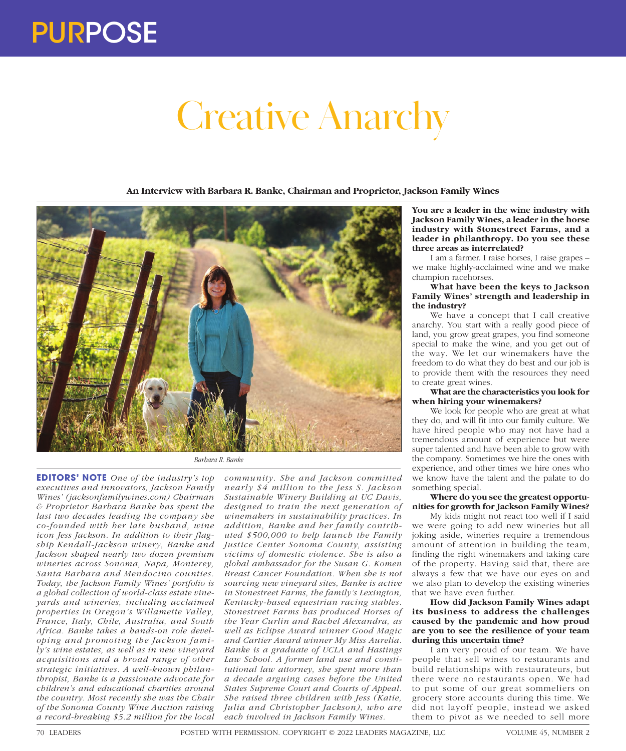# Creative Anarchy

**An Interview with Barbara R. Banke, Chairman and Proprietor, Jackson Family Wines**

*Barbara R. Banke*

**EDITORS' NOTE** *One of the industry's top executives and innovators, Jackson Family Wines' (jacksonfamilywines.com) Chairman & Proprietor Barbara Banke has spent the last two decades leading the company she co-founded with her late husband, wine icon Jess Jackson. In addition to their flagship Kendall-Jackson winery, Banke and Jackson shaped nearly two dozen premium wineries across Sonoma, Napa, Monterey, Santa Barbara and Mendocino counties. Today, the Jackson Family Wines' portfolio is a global collection of world-class estate vineyards and wineries, including acclaimed properties in Oregon's Willamette Valley, France, Italy, Chile, Australia, and South Africa. Banke takes a hands-on role developing and promoting the Jackson family's wine estates, as well as in new vineyard acquisitions and a broad range of other strategic initiatives. A well-known philanthropist, Banke is a passionate advocate for children's and educational charities around the country. Most recently she was the Chair of the Sonoma County Wine Auction raising a record-breaking $5.2 million for the local community. She and Jackson committed nearly $4 million to the Jess S. Jackson Sustainable Winery Building at UC Davis, designed to train the next generation of winemakers in sustainability practices. In addition, Banke and her family contributed $500,000 to help launch the Family Justice Center Sonoma County, assisting victims of domestic violence. She is also a global ambassador for the Susan G. Komen Breast Cancer Foundation. When she is not sourcing new vineyard sites, Banke is active in Stonestreet Farms, the family's Lexington, Kentucky-based equestrian racing stables. Stonestreet Farms has produced Horses of the Year Curlin and Rachel Alexandra, as well as Eclipse Award winner Good Magic and Cartier Award winner My Miss Aurelia. Banke is a graduate of UCLA and Hastings Law School. A former land use and constitutional law attorney, she spent more than a decade arguing cases before the United States Supreme Court and Courts of Appeal. She raised three children with Jess (Katie, Julia and Christopher Jackson), who are each involved in Jackson Family Wines.*

**You are a leader in the wine industry with Jackson Family Wines, a leader in the horse industry with Stonestreet Farms, and a leader in philanthropy. Do you see these three areas as interrelated?**

I am a farmer. I raise horses, I raise grapes – we make highly-acclaimed wine and we make champion racehorses.

**What have been the keys to Jackson Family Wines' strength and leadership in the industry?**

We have a concept that I call creative anarchy. You start with a really good piece of land, you grow great grapes, you find someone special to make the wine, and you get out of the way. We let our winemakers have the freedom to do what they do best and our job is to provide them with the resources they need to create great wines.

**What are the characteristics you look for when hiring your winemakers?**

We look for people who are great at what they do, and will fit into our family culture. We have hired people who may not have had a tremendous amount of experience but were super talented and have been able to grow with the company. Sometimes we hire the ones with experience, and other times we hire ones who we know have the talent and the palate to do something special.

**Where do you see the greatest opportunities for growth for Jackson Family Wines?**

My kids might not react too well if I said we were going to add new wineries but all joking aside, wineries require a tremendous amount of attention in building the team, finding the right winemakers and taking care of the property. Having said that, there are always a few that we have our eyes on and we also plan to develop the existing wineries that we have even further.

**How did Jackson Family Wines adapt its business to address the challenges caused by the pandemic and how proud are you to see the resilience of your team during this uncertain time?**

I am very proud of our team. We have people that sell wines to restaurants and build relationships with restaurateurs, but there were no restaurants open. We had to put some of our great sommeliers on grocery store accounts during this time. We did not layoff people, instead we asked them to pivot as we needed to sell more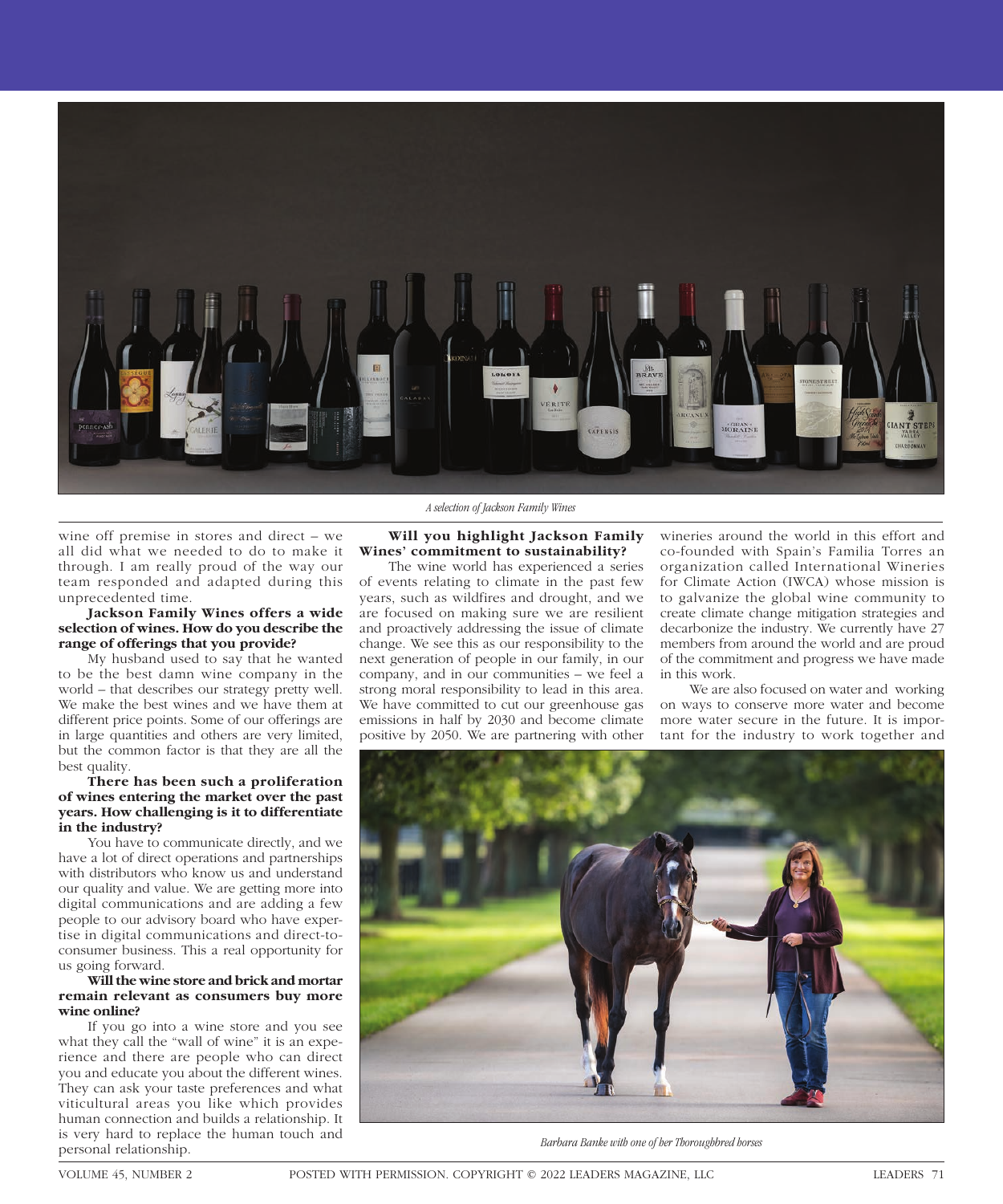*A selection of Jackson Family Wines*

wine off premise in stores and direct – we all did what we needed to do to make it through. I am really proud of the way our team responded and adapted during this unprecedented time.

**Jackson Family Wines offers a wide selection of wines. How do you describe the range of offerings that you provide?**

My husband used to say that he wanted to be the best damn wine company in the world – that describes our strategy pretty well. We make the best wines and we have them at different price points. Some of our offerings are in large quantities and others are very limited, but the common factor is that they are all the best quality.

**There has been such a proliferation of wines entering the market over the past years. How challenging is it to differentiate in the industry?**

You have to communicate directly, and we have a lot of direct operations and partnerships with distributors who know us and understand our quality and value. We are getting more into digital communications and are adding a few people to our advisory board who have expertise in digital communications and direct-to-consumer business. This a real opportunity for us going forward.

**Will the wine store and brick and mortar remain relevant as consumers buy more wine online?**

If you go into a wine store and you see what they call the "wall of wine" it is an experience and there are people who can direct you and educate you about the different wines. They can ask your taste preferences and what viticultural areas you like which provides human connection and builds a relationship. It is very hard to replace the human touch and personal relationship.

**Will you highlight Jackson Family Wines' commitment to sustainability?**

The wine world has experienced a series of events relating to climate in the past few years, such as wildfires and drought, and we are focused on making sure we are resilient and proactively addressing the issue of climate change. We see this as our responsibility to the next generation of people in our family, in our company, and in our communities – we feel a strong moral responsibility to lead in this area. We have committed to cut our greenhouse gas emissions in half by 2030 and become climate positive by 2050. We are partnering with other wineries around the world in this effort and co-founded with Spain's Familia Torres an organization called International Wineries for Climate Action (IWCA) whose mission is to galvanize the global wine community to create climate change mitigation strategies and decarbonize the industry. We currently have 27 members from around the world and are proud of the commitment and progress we have made in this work.

We are also focused on water and working on ways to conserve more water and become more water secure in the future. It is important for the industry to work together and

*Barbara Banke with one of her Thoroughbred horses*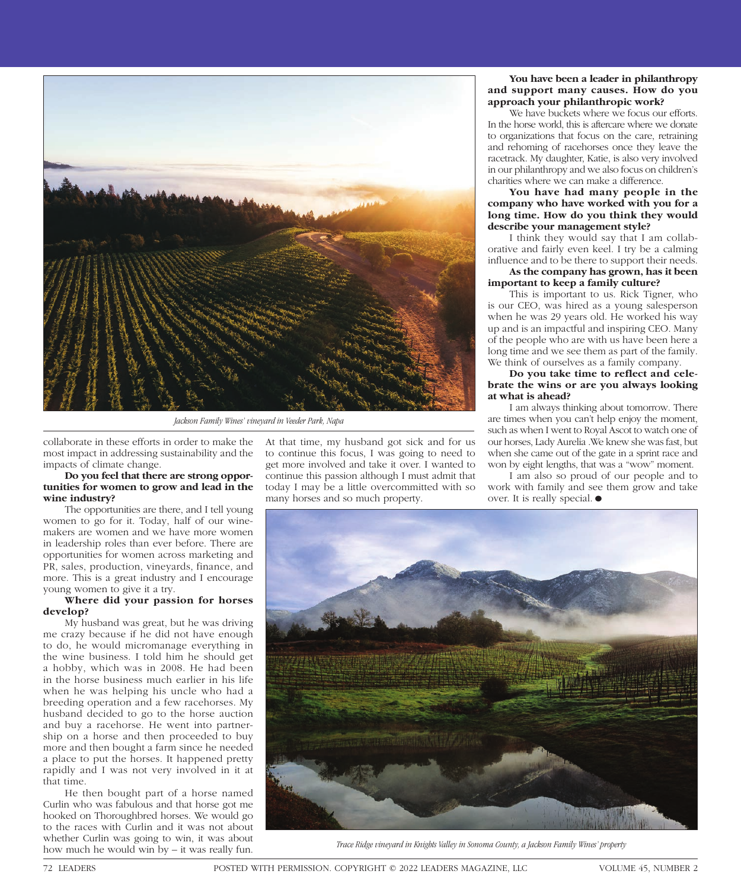*Jackson Family Wines' vineyard in Veeder Park, Napa*

collaborate in these efforts in order to make the most impact in addressing sustainability and the impacts of climate change.

**Do you feel that there are strong opportunities for women to grow and lead in the wine industry?**

The opportunities are there, and I tell young women to go for it. Today, half of our winemakers are women and we have more women in leadership roles than ever before. There are opportunities for women across marketing and PR, sales, production, vineyards, finance, and more. This is a great industry and I encourage young women to give it a try.

**Where did your passion for horses develop?**

My husband was great, but he was driving me crazy because if he did not have enough to do, he would micromanage everything in the wine business. I told him he should get a hobby, which was in 2008. He had been in the horse business much earlier in his life when he was helping his uncle who had a breeding operation and a few racehorses. My husband decided to go to the horse auction and buy a racehorse. He went into partnership on a horse and then proceeded to buy more and then bought a farm since he needed a place to put the horses. It happened pretty rapidly and I was not very involved in it at that time.

He then bought part of a horse named Curlin who was fabulous and that horse got me hooked on Thoroughbred horses. We would go to the races with Curlin and it was not about whether Curlin was going to win, it was about how much he would win by – it was really fun. At that time, my husband got sick and for us to continue this focus, I was going to need to get more involved and take it over. I wanted to continue this passion although I must admit that today I may be a little overcommitted with so many horses and so much property.

**You have been a leader in philanthropy and support many causes. How do you approach your philanthropic work?**

We have buckets where we focus our efforts. In the horse world, this is aftercare where we donate to organizations that focus on the care, retraining and rehoming of racehorses once they leave the racetrack. My daughter, Katie, is also very involved in our philanthropy and we also focus on children's charities where we can make a difference.

**You have had many people in the company who have worked with you for a long time. How do you think they would describe your management style?**

I think they would say that I am collaborative and fairly even keel. I try be a calming influence and to be there to support their needs.

**As the company has grown, has it been important to keep a family culture?**

This is important to us. Rick Tigner, who is our CEO, was hired as a young salesperson when he was 29 years old. He worked his way up and is an impactful and inspiring CEO. Many of the people who are with us have been here a long time and we see them as part of the family. We think of ourselves as a family company.

**Do you take time to reflect and celebrate the wins or are you always looking at what is ahead?**

I am always thinking about tomorrow. There are times when you can't help enjoy the moment, such as when I went to Royal Ascot to watch one of our horses, Lady Aurelia .We knew she was fast, but when she came out of the gate in a sprint race and won by eight lengths, that was a "wow" moment.

I am also so proud of our people and to work with family and see them grow and take over. It is really special. ●

*Trace Ridge vineyard in Knights Valley in Sonoma County, a Jackson Family Wines' property*

POSTED WITH PERMISSION. COPYRIGHT © 2022 LEADERS MAGAZINE, LLC